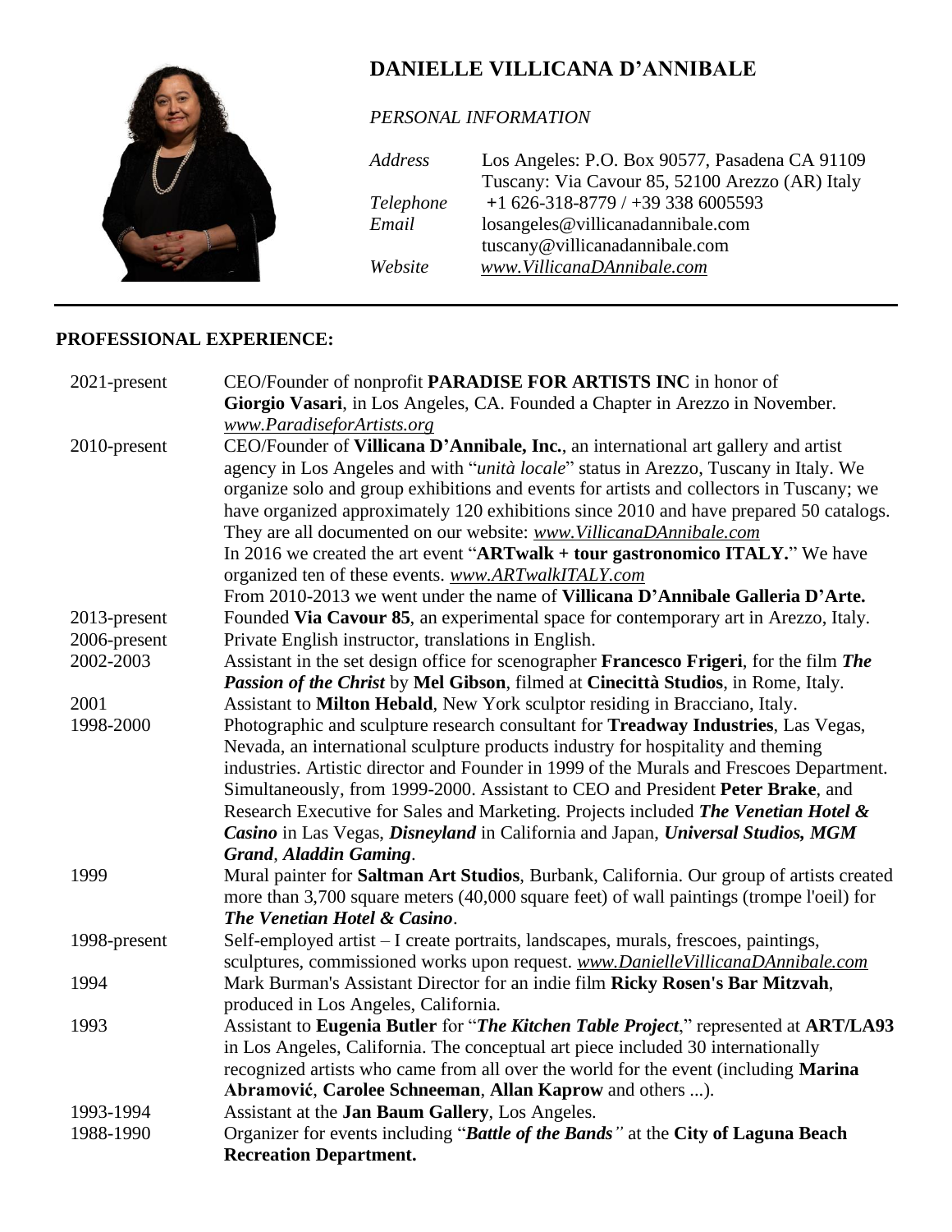# DANIELLE VILLICANA D'ANNIBALE

*PERSONAL INFORMATION*

| | |
|---|---|
| *Address* | Los Angeles: P.O. Box 90577, Pasadena CA 91109<br>Tuscany: Via Cavour 85, 52100 Arezzo (AR) Italy |
| *Telephone* | +1 626-318-8779 / +39 338 6005593 |
| *Email* | losangeles@villicanadannibale.com<br>tuscany@villicanadannibale.com |
| *Website* | *www.VillicanaDAnnibale.com* |

---

## PROFESSIONAL EXPERIENCE:

| | |
|---|---|
| 2021-present | CEO/Founder of nonprofit **PARADISE FOR ARTISTS INC** in honor of **Giorgio Vasari**, in Los Angeles, CA. Founded a Chapter in Arezzo in November. *www.ParadiseforArtists.org* |
| 2010-present | CEO/Founder of **Villicana D'Annibale, Inc.**, an international art gallery and artist agency in Los Angeles and with "*unità locale*" status in Arezzo, Tuscany in Italy. We organize solo and group exhibitions and events for artists and collectors in Tuscany; we have organized approximately 120 exhibitions since 2010 and have prepared 50 catalogs. They are all documented on our website: *www.VillicanaDAnnibale.com*<br>In 2016 we created the art event "**ARTwalk + tour gastronomico ITALY.**" We have organized ten of these events. *www.ARTwalkITALY.com*<br>From 2010-2013 we went under the name of **Villicana D'Annibale Galleria D'Arte.** |
| 2013-present | Founded **Via Cavour 85**, an experimental space for contemporary art in Arezzo, Italy. |
| 2006-present | Private English instructor, translations in English. |
| 2002-2003 | Assistant in the set design office for scenographer **Francesco Frigeri**, for the film ***The Passion of the Christ*** by **Mel Gibson**, filmed at **Cinecittà Studios**, in Rome, Italy. |
| 2001 | Assistant to **Milton Hebald**, New York sculptor residing in Bracciano, Italy. |
| 1998-2000 | Photographic and sculpture research consultant for **Treadway Industries**, Las Vegas, Nevada, an international sculpture products industry for hospitality and theming industries. Artistic director and Founder in 1999 of the Murals and Frescoes Department. Simultaneously, from 1999-2000. Assistant to CEO and President **Peter Brake**, and Research Executive for Sales and Marketing. Projects included ***The Venetian Hotel & Casino*** in Las Vegas, ***Disneyland*** in California and Japan, ***Universal Studios, MGM Grand***, ***Aladdin Gaming***. |
| 1999 | Mural painter for **Saltman Art Studios**, Burbank, California. Our group of artists created more than 3,700 square meters (40,000 square feet) of wall paintings (trompe l'oeil) for ***The Venetian Hotel & Casino***. |
| 1998-present | Self-employed artist – I create portraits, landscapes, murals, frescoes, paintings, sculptures, commissioned works upon request. *www.DanielleVillicanaDAnnibale.com* |
| 1994 | Mark Burman's Assistant Director for an indie film **Ricky Rosen's Bar Mitzvah**, produced in Los Angeles, California. |
| 1993 | Assistant to **Eugenia Butler** for "***The Kitchen Table Project***," represented at **ART/LA93** in Los Angeles, California. The conceptual art piece included 30 internationally recognized artists who came from all over the world for the event (including **Marina Abramović**, **Carolee Schneeman**, **Allan Kaprow** and others ...). |
| 1993-1994 | Assistant at the **Jan Baum Gallery**, Los Angeles. |
| 1988-1990 | Organizer for events including "***Battle of the Bands***" at the **City of Laguna Beach Recreation Department.** |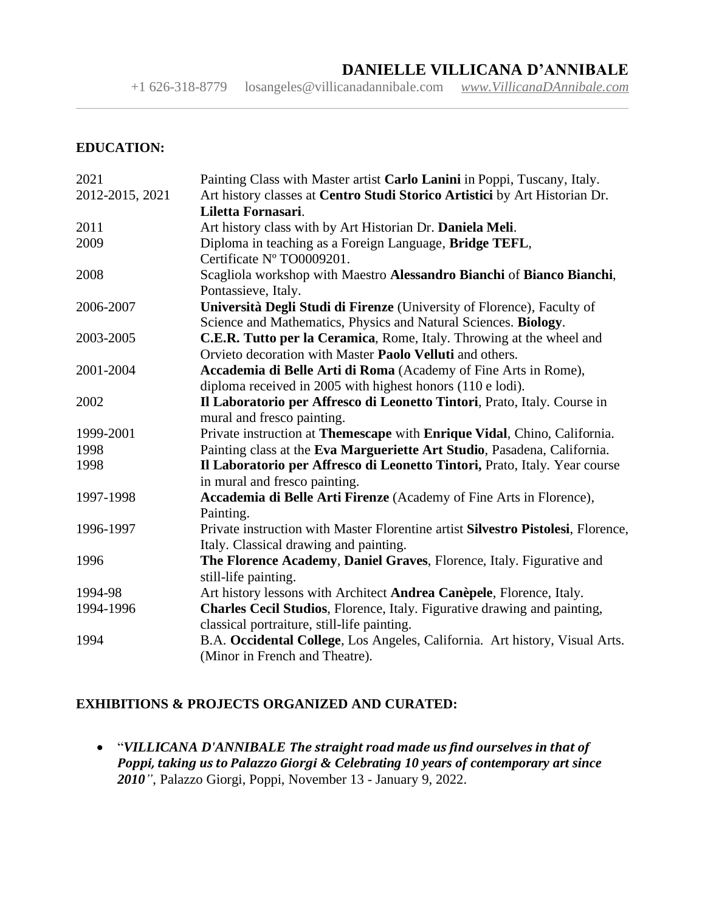# DANIELLE VILLICANA D'ANNIBALE

+1 626-318-8779 losangeles@villicanadannibale.com *www.VillicanaDAnnibale.com*

---

## EDUCATION:

| | |
|---|---|
| 2021 | Painting Class with Master artist **Carlo Lanini** in Poppi, Tuscany, Italy. |
| 2012-2015, 2021 | Art history classes at **Centro Studi Storico Artistici** by Art Historian Dr. **Liletta Fornasari**. |
| 2011 | Art history class with by Art Historian Dr. **Daniela Meli**. |
| 2009 | Diploma in teaching as a Foreign Language, **Bridge TEFL**, Certificate Nº TO0009201. |
| 2008 | Scagliola workshop with Maestro **Alessandro Bianchi** of **Bianco Bianchi**, Pontassieve, Italy. |
| 2006-2007 | **Università Degli Studi di Firenze** (University of Florence), Faculty of Science and Mathematics, Physics and Natural Sciences. **Biology**. |
| 2003-2005 | **C.E.R. Tutto per la Ceramica**, Rome, Italy. Throwing at the wheel and Orvieto decoration with Master **Paolo Velluti** and others. |
| 2001-2004 | **Accademia di Belle Arti di Roma** (Academy of Fine Arts in Rome), diploma received in 2005 with highest honors (110 e lodi). |
| 2002 | **Il Laboratorio per Affresco di Leonetto Tintori**, Prato, Italy. Course in mural and fresco painting. |
| 1999-2001 | Private instruction at **Themescape** with **Enrique Vidal**, Chino, California. |
| 1998 | Painting class at the **Eva Margueriette Art Studio**, Pasadena, California. |
| 1998 | **Il Laboratorio per Affresco di Leonetto Tintori,** Prato, Italy. Year course in mural and fresco painting. |
| 1997-1998 | **Accademia di Belle Arti Firenze** (Academy of Fine Arts in Florence), Painting. |
| 1996-1997 | Private instruction with Master Florentine artist **Silvestro Pistolesi**, Florence, Italy. Classical drawing and painting. |
| 1996 | **The Florence Academy**, **Daniel Graves**, Florence, Italy. Figurative and still-life painting. |
| 1994-98 | Art history lessons with Architect **Andrea Canèpele**, Florence, Italy. |
| 1994-1996 | **Charles Cecil Studios**, Florence, Italy. Figurative drawing and painting, classical portraiture, still-life painting. |
| 1994 | B.A. **Occidental College**, Los Angeles, California. Art history, Visual Arts. (Minor in French and Theatre). |

## EXHIBITIONS & PROJECTS ORGANIZED AND CURATED:

- "***VILLICANA D'ANNIBALE The straight road made us find ourselves in that of Poppi, taking us to Palazzo Giorgi & Celebrating 10 years of contemporary art since 2010"***, Palazzo Giorgi, Poppi, November 13 - January 9, 2022.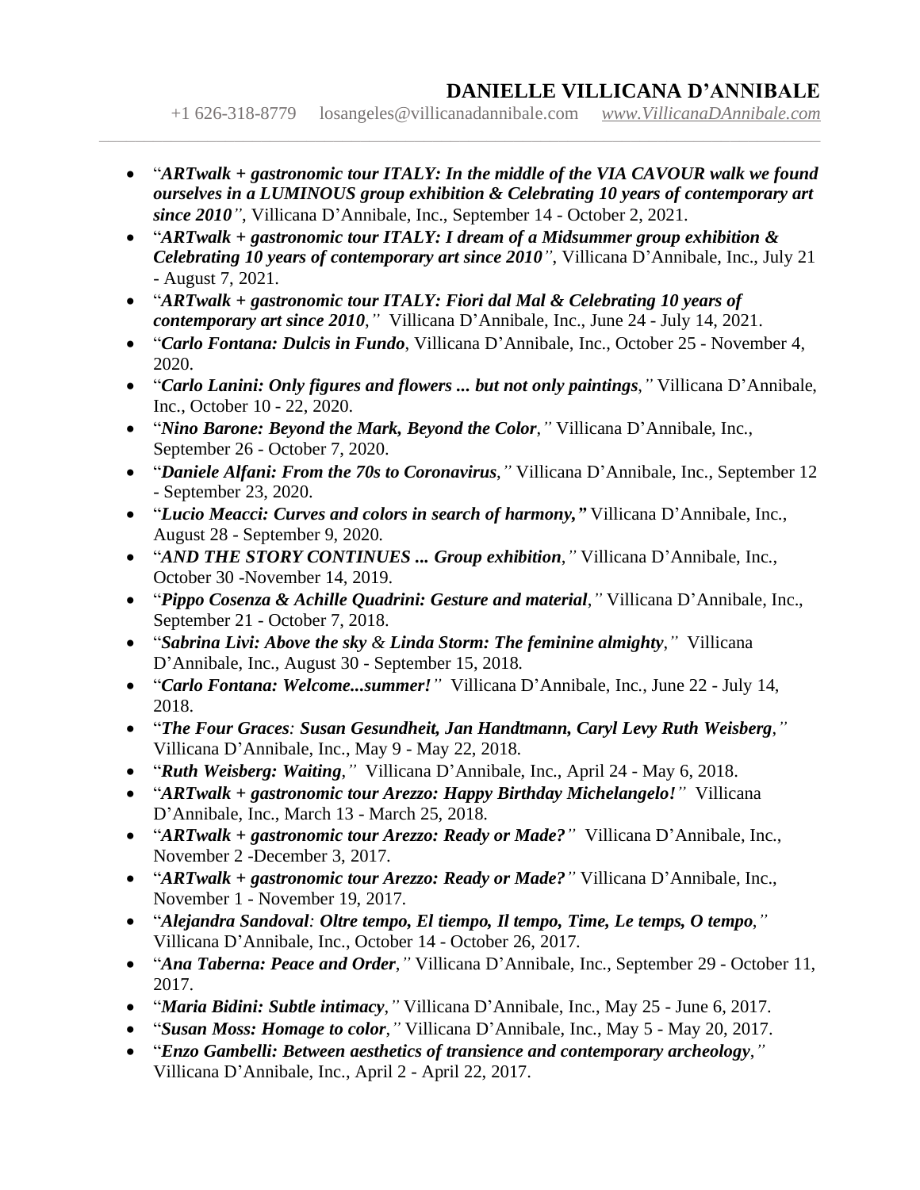**DANIELLE VILLICANA D'ANNIBALE**

+1 626-318-8779 losangeles@villicanadannibale.com *www.VillicanaDAnnibale.com*

---

- "***ARTwalk + gastronomic tour ITALY: In the middle of the VIA CAVOUR walk we found ourselves in a LUMINOUS group exhibition & Celebrating 10 years of contemporary art since 2010***", Villicana D'Annibale, Inc., September 14 - October 2, 2021.
- "***ARTwalk + gastronomic tour ITALY: I dream of a Midsummer group exhibition & Celebrating 10 years of contemporary art since 2010***", Villicana D'Annibale, Inc., July 21 - August 7, 2021.
- "***ARTwalk + gastronomic tour ITALY: Fiori dal Mal & Celebrating 10 years of contemporary art since 2010***," Villicana D'Annibale, Inc., June 24 - July 14, 2021.
- "***Carlo Fontana: Dulcis in Fundo***, Villicana D'Annibale, Inc., October 25 - November 4, 2020.
- "***Carlo Lanini: Only figures and flowers ... but not only paintings***," Villicana D'Annibale, Inc., October 10 - 22, 2020.
- "***Nino Barone: Beyond the Mark, Beyond the Color***," Villicana D'Annibale, Inc., September 26 - October 7, 2020.
- "***Daniele Alfani: From the 70s to Coronavirus***," Villicana D'Annibale, Inc., September 12 - September 23, 2020.
- "***Lucio Meacci: Curves and colors in search of harmony,***" Villicana D'Annibale, Inc., August 28 - September 9, 2020.
- "***AND THE STORY CONTINUES ... Group exhibition***," Villicana D'Annibale, Inc., October 30 -November 14, 2019.
- "***Pippo Cosenza & Achille Quadrini: Gesture and material***," Villicana D'Annibale, Inc., September 21 - October 7, 2018.
- "***Sabrina Livi: Above the sky & Linda Storm: The feminine almighty***," Villicana D'Annibale, Inc., August 30 - September 15, 2018.
- "***Carlo Fontana: Welcome...summer!***" Villicana D'Annibale, Inc., June 22 - July 14, 2018.
- "***The Four Graces: Susan Gesundheit, Jan Handtmann, Caryl Levy Ruth Weisberg***," Villicana D'Annibale, Inc., May 9 - May 22, 2018.
- "***Ruth Weisberg: Waiting***," Villicana D'Annibale, Inc., April 24 - May 6, 2018.
- "***ARTwalk + gastronomic tour Arezzo: Happy Birthday Michelangelo!***" Villicana D'Annibale, Inc., March 13 - March 25, 2018.
- "***ARTwalk + gastronomic tour Arezzo: Ready or Made?***" Villicana D'Annibale, Inc., November 2 -December 3, 2017.
- "***ARTwalk + gastronomic tour Arezzo: Ready or Made?***" Villicana D'Annibale, Inc., November 1 - November 19, 2017.
- "***Alejandra Sandoval: Oltre tempo, El tiempo, Il tempo, Time, Le temps, O tempo***," Villicana D'Annibale, Inc., October 14 - October 26, 2017.
- "***Ana Taberna: Peace and Order***," Villicana D'Annibale, Inc., September 29 - October 11, 2017.
- "***Maria Bidini: Subtle intimacy***," Villicana D'Annibale, Inc., May 25 - June 6, 2017.
- "***Susan Moss: Homage to color***," Villicana D'Annibale, Inc., May 5 - May 20, 2017.
- "***Enzo Gambelli: Between aesthetics of transience and contemporary archeology***," Villicana D'Annibale, Inc., April 2 - April 22, 2017.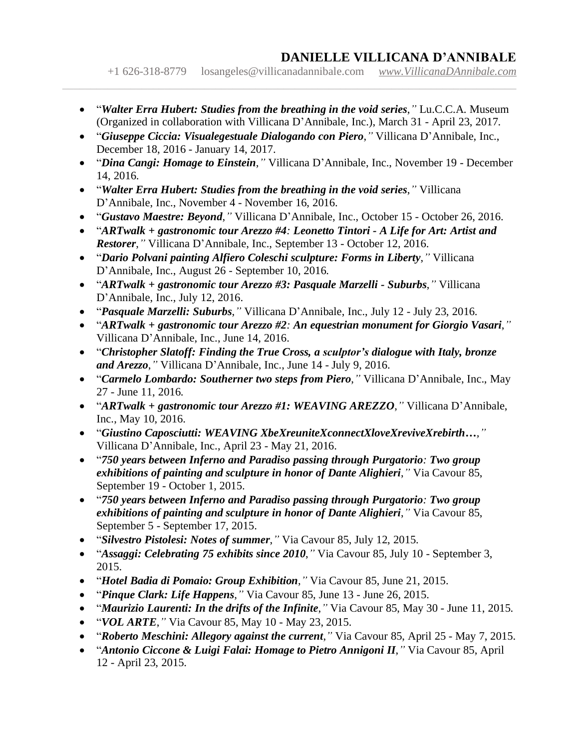# DANIELLE VILLICANA D'ANNIBALE

+1 626-318-8779 losangeles@villicanadannibale.com *www.VillicanaDAnnibale.com*

---

- "***Walter Erra Hubert: Studies from the breathing in the void series**,"* Lu.C.C.A. Museum (Organized in collaboration with Villicana D'Annibale, Inc.), March 31 - April 23, 2017.
- "***Giuseppe Ciccia: Visualegestuale Dialogando con Piero**,"* Villicana D'Annibale, Inc., December 18, 2016 - January 14, 2017.
- "***Dina Cangi: Homage to Einstein**,"* Villicana D'Annibale, Inc., November 19 - December 14, 2016.
- "***Walter Erra Hubert: Studies from the breathing in the void series**,"* Villicana D'Annibale, Inc., November 4 - November 16, 2016.
- "***Gustavo Maestre: Beyond**,"* Villicana D'Annibale, Inc., October 15 - October 26, 2016.
- "***ARTwalk + gastronomic tour Arezzo #4**: **Leonetto Tintori - A Life for Art: Artist and Restorer**,"* Villicana D'Annibale, Inc., September 13 - October 12, 2016.
- "***Dario Polvani painting Alfiero Coleschi sculpture: Forms in Liberty**,"* Villicana D'Annibale, Inc., August 26 - September 10, 2016.
- "***ARTwalk + gastronomic tour Arezzo #3: Pasquale Marzelli - Suburbs**,"* Villicana D'Annibale, Inc., July 12, 2016.
- "***Pasquale Marzelli: Suburbs**,"* Villicana D'Annibale, Inc., July 12 - July 23, 2016.
- "***ARTwalk + gastronomic tour Arezzo #2**: **An equestrian monument for Giorgio Vasari**,"* Villicana D'Annibale, Inc., June 14, 2016.
- "***Christopher Slatoff: Finding the True Cross, a sculptor's dialogue with Italy, bronze and Arezzo**,"* Villicana D'Annibale, Inc., June 14 - July 9, 2016.
- "***Carmelo Lombardo: Southerner two steps from Piero**,"* Villicana D'Annibale, Inc., May 27 - June 11, 2016.
- "***ARTwalk + gastronomic tour Arezzo #1: WEAVING AREZZO**,"* Villicana D'Annibale, Inc., May 10, 2016.
- "***Giustino Caposciutti: WEAVING XbeXreuniteXconnectXloveXreviveXrebirth…**,"* Villicana D'Annibale, Inc., April 23 - May 21, 2016.
- "***750 years between Inferno and Paradiso passing through Purgatorio**: **Two group exhibitions of painting and sculpture in honor of Dante Alighieri**,"* Via Cavour 85, September 19 - October 1, 2015.
- "***750 years between Inferno and Paradiso passing through Purgatorio**: **Two group exhibitions of painting and sculpture in honor of Dante Alighieri**,"* Via Cavour 85, September 5 - September 17, 2015.
- "***Silvestro Pistolesi: Notes of summer**,"* Via Cavour 85, July 12, 2015.
- "***Assaggi: Celebrating 75 exhibits since 2010**,"* Via Cavour 85, July 10 - September 3, 2015.
- "***Hotel Badia di Pomaio: Group Exhibition**,"* Via Cavour 85, June 21, 2015.
- "***Pinque Clark: Life Happens**,"* Via Cavour 85, June 13 - June 26, 2015.
- "***Maurizio Laurenti: In the drifts of the Infinite**,"* Via Cavour 85, May 30 - June 11, 2015.
- "***VOL ARTE**,"* Via Cavour 85, May 10 - May 23, 2015.
- "***Roberto Meschini: Allegory against the current**,"* Via Cavour 85, April 25 - May 7, 2015.
- "***Antonio Ciccone & Luigi Falai: Homage to Pietro Annigoni II**,"* Via Cavour 85, April 12 - April 23, 2015.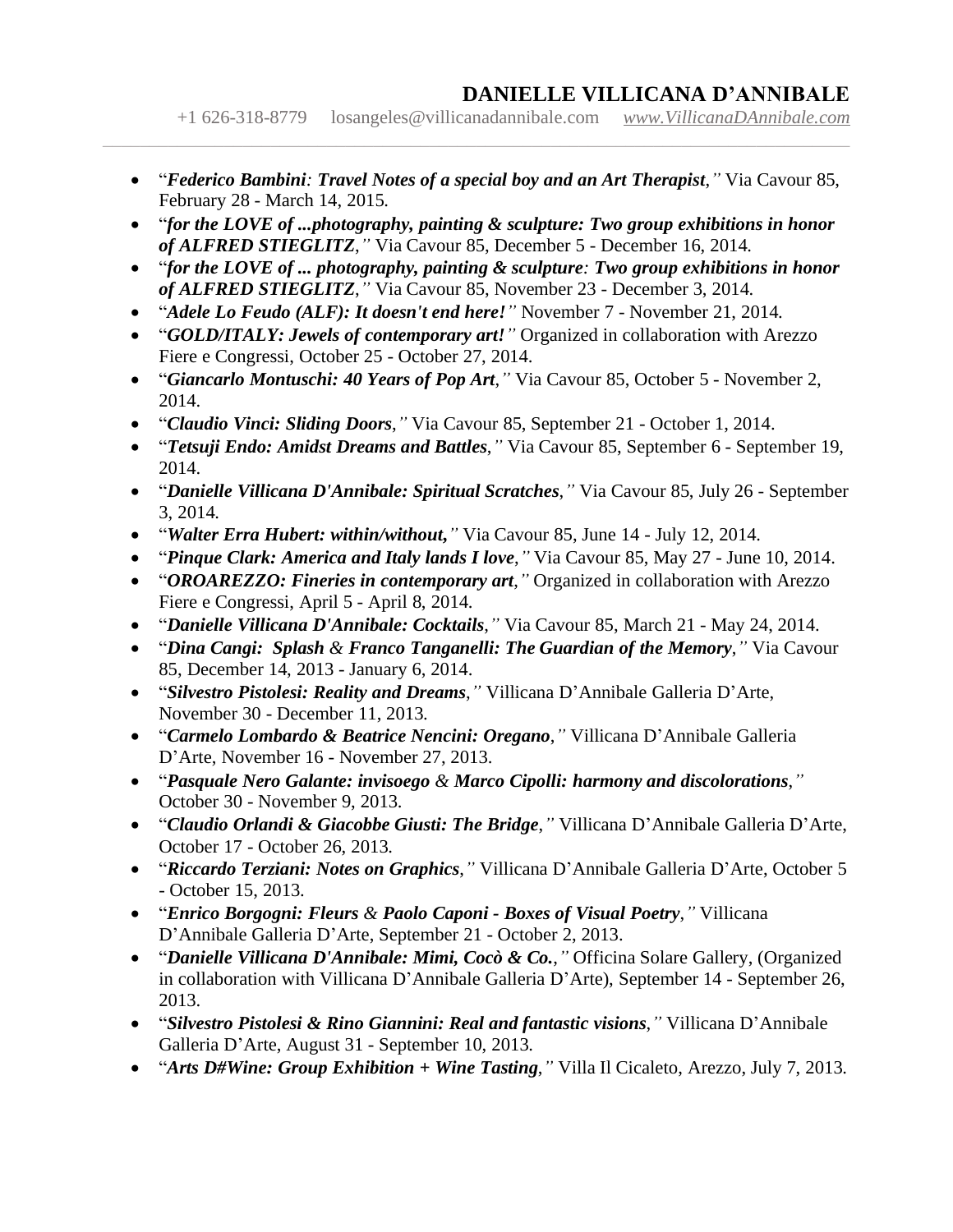**DANIELLE VILLICANA D'ANNIBALE**
+1 626-318-8779 losangeles@villicanadannibale.com *www.VillicanaDAnnibale.com*

---

- "***Federico Bambini**: **Travel Notes of a special boy and an Art Therapist**,"* Via Cavour 85, February 28 - March 14, 2015.
- "***for the LOVE of ...photography, painting & sculpture: Two group exhibitions in honor of ALFRED STIEGLITZ**,"* Via Cavour 85, December 5 - December 16, 2014.
- "***for the LOVE of ... photography, painting & sculpture**: **Two group exhibitions in honor of ALFRED STIEGLITZ**,"* Via Cavour 85, November 23 - December 3, 2014.
- "***Adele Lo Feudo (ALF): It doesn't end here!**"* November 7 - November 21, 2014.
- "***GOLD/ITALY: Jewels of contemporary art!**"* Organized in collaboration with Arezzo Fiere e Congressi, October 25 - October 27, 2014.
- "***Giancarlo Montuschi: 40 Years of Pop Art**,"* Via Cavour 85, October 5 - November 2, 2014.
- "***Claudio Vinci: Sliding Doors**,"* Via Cavour 85, September 21 - October 1, 2014.
- "***Tetsuji Endo: Amidst Dreams and Battles**,"* Via Cavour 85, September 6 - September 19, 2014.
- "***Danielle Villicana D'Annibale: Spiritual Scratches**,"* Via Cavour 85, July 26 - September 3, 2014.
- "***Walter Erra Hubert: within/without,**"* Via Cavour 85, June 14 - July 12, 2014.
- "***Pinque Clark: America and Italy lands I love**,"* Via Cavour 85, May 27 - June 10, 2014.
- "***OROAREZZO: Fineries in contemporary art**,"* Organized in collaboration with Arezzo Fiere e Congressi, April 5 - April 8, 2014.
- "***Danielle Villicana D'Annibale: Cocktails**,"* Via Cavour 85, March 21 - May 24, 2014.
- "***Dina Cangi: Splash** & **Franco Tanganelli: The Guardian of the Memory**,"* Via Cavour 85, December 14, 2013 - January 6, 2014.
- "***Silvestro Pistolesi: Reality and Dreams**,"* Villicana D'Annibale Galleria D'Arte, November 30 - December 11, 2013.
- "***Carmelo Lombardo & Beatrice Nencini: Oregano**,"* Villicana D'Annibale Galleria D'Arte, November 16 - November 27, 2013.
- "***Pasquale Nero Galante: invisoego** & **Marco Cipolli: harmony and discolorations**,"* October 30 - November 9, 2013.
- "***Claudio Orlandi & Giacobbe Giusti: The Bridge**,"* Villicana D'Annibale Galleria D'Arte, October 17 - October 26, 2013.
- "***Riccardo Terziani: Notes on Graphics**,"* Villicana D'Annibale Galleria D'Arte, October 5 - October 15, 2013.
- "***Enrico Borgogni: Fleurs** & **Paolo Caponi - Boxes of Visual Poetry**,"* Villicana D'Annibale Galleria D'Arte, September 21 - October 2, 2013.
- "***Danielle Villicana D'Annibale: Mimi, Cocò & Co.**,"* Officina Solare Gallery, (Organized in collaboration with Villicana D'Annibale Galleria D'Arte), September 14 - September 26, 2013.
- "***Silvestro Pistolesi & Rino Giannini: Real and fantastic visions**,"* Villicana D'Annibale Galleria D'Arte, August 31 - September 10, 2013.
- "***Arts D#Wine: Group Exhibition + Wine Tasting**,"* Villa Il Cicaleto, Arezzo, July 7, 2013.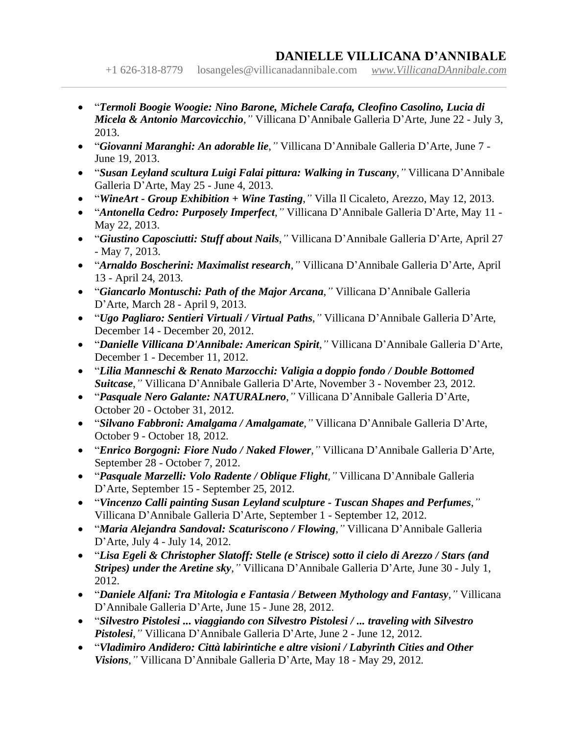- "***Termoli Boogie Woogie: Nino Barone, Michele Carafa, Cleofino Casolino, Lucia di Micela & Antonio Marcovicchio**,"* Villicana D'Annibale Galleria D'Arte, June 22 - July 3, 2013.
- "***Giovanni Maranghi: An adorable lie**,"* Villicana D'Annibale Galleria D'Arte, June 7 - June 19, 2013.
- "***Susan Leyland scultura Luigi Falai pittura: Walking in Tuscany**,"* Villicana D'Annibale Galleria D'Arte, May 25 - June 4, 2013.
- "***WineArt - Group Exhibition + Wine Tasting**,"* Villa Il Cicaleto, Arezzo, May 12, 2013.
- "***Antonella Cedro: Purposely Imperfect**,"* Villicana D'Annibale Galleria D'Arte, May 11 - May 22, 2013.
- "***Giustino Caposciutti: Stuff about Nails**,"* Villicana D'Annibale Galleria D'Arte, April 27 - May 7, 2013.
- "***Arnaldo Boscherini: Maximalist research**,"* Villicana D'Annibale Galleria D'Arte, April 13 - April 24, 2013.
- "***Giancarlo Montuschi: Path of the Major Arcana**,"* Villicana D'Annibale Galleria D'Arte, March 28 - April 9, 2013.
- "***Ugo Pagliaro: Sentieri Virtuali / Virtual Paths**,"* Villicana D'Annibale Galleria D'Arte, December 14 - December 20, 2012.
- "***Danielle Villicana D'Annibale: American Spirit**,"* Villicana D'Annibale Galleria D'Arte, December 1 - December 11, 2012.
- "***Lilia Manneschi & Renato Marzocchi: Valigia a doppio fondo / Double Bottomed Suitcase**,"* Villicana D'Annibale Galleria D'Arte, November 3 - November 23, 2012.
- "***Pasquale Nero Galante: NATURALnero**,"* Villicana D'Annibale Galleria D'Arte, October 20 - October 31, 2012.
- "***Silvano Fabbroni: Amalgama / Amalgamate**,"* Villicana D'Annibale Galleria D'Arte, October 9 - October 18, 2012.
- "***Enrico Borgogni: Fiore Nudo / Naked Flower**,"* Villicana D'Annibale Galleria D'Arte, September 28 - October 7, 2012.
- "***Pasquale Marzelli: Volo Radente / Oblique Flight**,"* Villicana D'Annibale Galleria D'Arte, September 15 - September 25, 2012.
- "***Vincenzo Calli painting Susan Leyland sculpture - Tuscan Shapes and Perfumes**,"* Villicana D'Annibale Galleria D'Arte, September 1 - September 12, 2012.
- "***Maria Alejandra Sandoval: Scaturiscono / Flowing**,"* Villicana D'Annibale Galleria D'Arte, July 4 - July 14, 2012.
- "***Lisa Egeli & Christopher Slatoff: Stelle (e Strisce) sotto il cielo di Arezzo / Stars (and Stripes) under the Aretine sky**,"* Villicana D'Annibale Galleria D'Arte, June 30 - July 1, 2012.
- "***Daniele Alfani: Tra Mitologia e Fantasia / Between Mythology and Fantasy**,"* Villicana D'Annibale Galleria D'Arte, June 15 - June 28, 2012.
- "***Silvestro Pistolesi ... viaggiando con Silvestro Pistolesi / ... traveling with Silvestro Pistolesi**,"* Villicana D'Annibale Galleria D'Arte, June 2 - June 12, 2012.
- "***Vladimiro Andidero: Città labirintiche e altre visioni / Labyrinth Cities and Other Visions**,"* Villicana D'Annibale Galleria D'Arte, May 18 - May 29, 2012.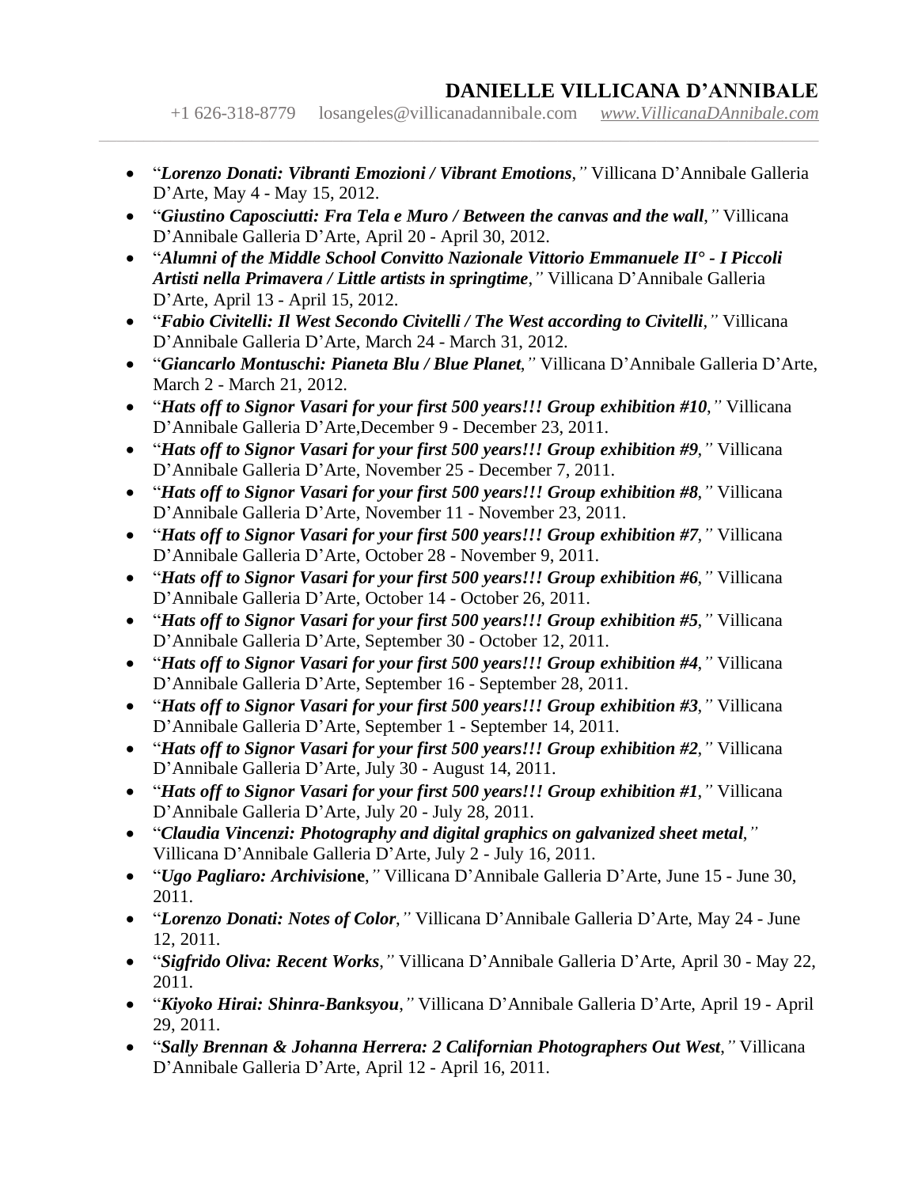# DANIELLE VILLICANA D'ANNIBALE

+1 626-318-8779 losangeles@villicanadannibale.com *www.VillicanaDAnnibale.com*

---

- "***Lorenzo Donati: Vibranti Emozioni / Vibrant Emotions***,*"* Villicana D'Annibale Galleria D'Arte, May 4 - May 15, 2012.
- "***Giustino Caposciutti: Fra Tela e Muro / Between the canvas and the wall***,*"* Villicana D'Annibale Galleria D'Arte, April 20 - April 30, 2012.
- "***Alumni of the Middle School Convitto Nazionale Vittorio Emmanuele II° - I Piccoli Artisti nella Primavera / Little artists in springtime***,*"* Villicana D'Annibale Galleria D'Arte, April 13 - April 15, 2012.
- "***Fabio Civitelli: Il West Secondo Civitelli / The West according to Civitelli***,*"* Villicana D'Annibale Galleria D'Arte, March 24 - March 31, 2012.
- "***Giancarlo Montuschi: Pianeta Blu / Blue Planet***,*"* Villicana D'Annibale Galleria D'Arte, March 2 - March 21, 2012.
- "***Hats off to Signor Vasari for your first 500 years!!! Group exhibition #10***,*"* Villicana D'Annibale Galleria D'Arte,December 9 - December 23, 2011.
- "***Hats off to Signor Vasari for your first 500 years!!! Group exhibition #9***,*"* Villicana D'Annibale Galleria D'Arte, November 25 - December 7, 2011.
- "***Hats off to Signor Vasari for your first 500 years!!! Group exhibition #8***,*"* Villicana D'Annibale Galleria D'Arte, November 11 - November 23, 2011.
- "***Hats off to Signor Vasari for your first 500 years!!! Group exhibition #7***,*"* Villicana D'Annibale Galleria D'Arte, October 28 - November 9, 2011.
- "***Hats off to Signor Vasari for your first 500 years!!! Group exhibition #6***,*"* Villicana D'Annibale Galleria D'Arte, October 14 - October 26, 2011.
- "***Hats off to Signor Vasari for your first 500 years!!! Group exhibition #5***,*"* Villicana D'Annibale Galleria D'Arte, September 30 - October 12, 2011.
- "***Hats off to Signor Vasari for your first 500 years!!! Group exhibition #4***,*"* Villicana D'Annibale Galleria D'Arte, September 16 - September 28, 2011.
- "***Hats off to Signor Vasari for your first 500 years!!! Group exhibition #3***,*"* Villicana D'Annibale Galleria D'Arte, September 1 - September 14, 2011.
- "***Hats off to Signor Vasari for your first 500 years!!! Group exhibition #2***,*"* Villicana D'Annibale Galleria D'Arte, July 30 - August 14, 2011.
- "***Hats off to Signor Vasari for your first 500 years!!! Group exhibition #1***,*"* Villicana D'Annibale Galleria D'Arte, July 20 - July 28, 2011.
- "***Claudia Vincenzi: Photography and digital graphics on galvanized sheet metal***,*"* Villicana D'Annibale Galleria D'Arte, July 2 - July 16, 2011.
- "***Ugo Pagliaro: Archivisione***,*"* Villicana D'Annibale Galleria D'Arte, June 15 - June 30, 2011.
- "***Lorenzo Donati: Notes of Color***,*"* Villicana D'Annibale Galleria D'Arte, May 24 - June 12, 2011.
- "***Sigfrido Oliva: Recent Works***,*"* Villicana D'Annibale Galleria D'Arte, April 30 - May 22, 2011.
- "***Kiyoko Hirai: Shinra-Banksyou***,*"* Villicana D'Annibale Galleria D'Arte, April 19 - April 29, 2011.
- "***Sally Brennan & Johanna Herrera: 2 Californian Photographers Out West***,*"* Villicana D'Annibale Galleria D'Arte, April 12 - April 16, 2011.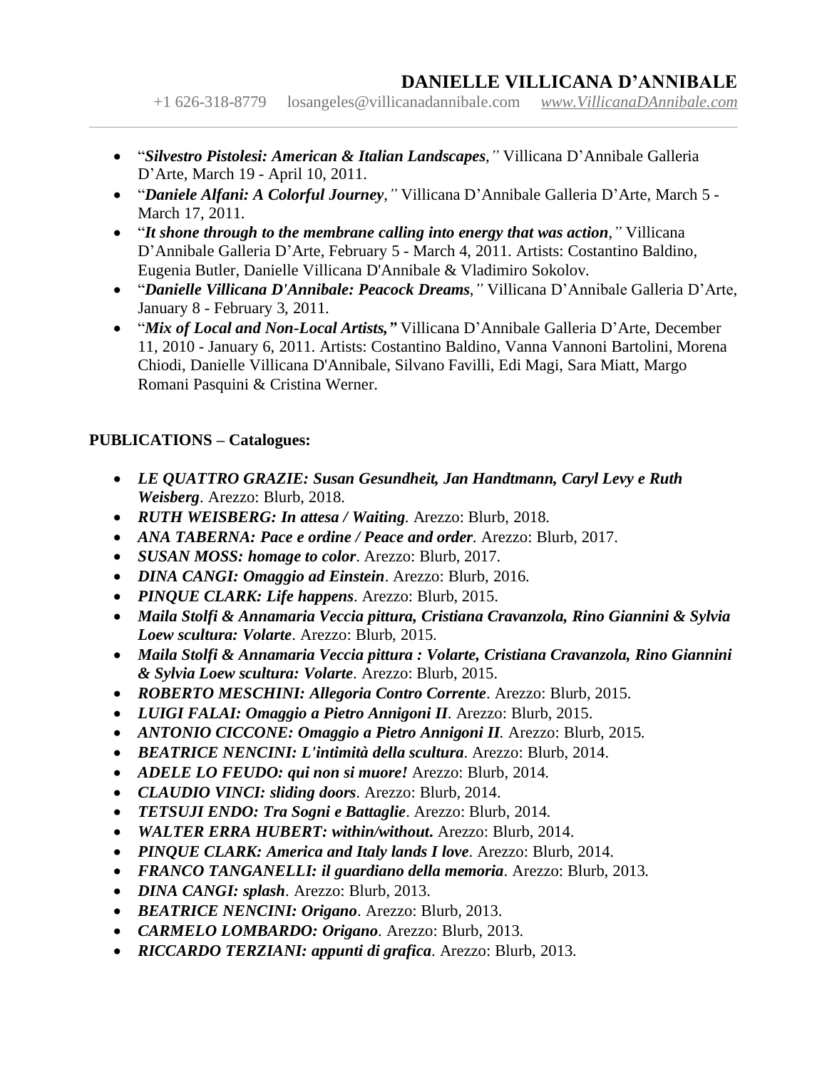- "***Silvestro Pistolesi: American & Italian Landscapes***,*"* Villicana D'Annibale Galleria D'Arte, March 19 - April 10, 2011.
- "***Daniele Alfani: A Colorful Journey***,*"* Villicana D'Annibale Galleria D'Arte, March 5 - March 17, 2011.
- "***It shone through to the membrane calling into energy that was action***,*"* Villicana D'Annibale Galleria D'Arte, February 5 - March 4, 2011. Artists: Costantino Baldino, Eugenia Butler, Danielle Villicana D'Annibale & Vladimiro Sokolov.
- "***Danielle Villicana D'Annibale: Peacock Dreams***,*"* Villicana D'Annibale Galleria D'Arte, January 8 - February 3, 2011.
- "***Mix of Local and Non-Local Artists,"*** Villicana D'Annibale Galleria D'Arte, December 11, 2010 - January 6, 2011. Artists: Costantino Baldino, Vanna Vannoni Bartolini, Morena Chiodi, Danielle Villicana D'Annibale, Silvano Favilli, Edi Magi, Sara Miatt, Margo Romani Pasquini & Cristina Werner.

**PUBLICATIONS – Catalogues:**

- ***LE QUATTRO GRAZIE: Susan Gesundheit, Jan Handtmann, Caryl Levy e Ruth Weisberg***. Arezzo: Blurb, 2018.
- ***RUTH WEISBERG: In attesa / Waiting***. Arezzo: Blurb, 2018.
- ***ANA TABERNA: Pace e ordine / Peace and order***. Arezzo: Blurb, 2017.
- ***SUSAN MOSS: homage to color***. Arezzo: Blurb, 2017.
- ***DINA CANGI: Omaggio ad Einstein***. Arezzo: Blurb, 2016.
- ***PINQUE CLARK: Life happens***. Arezzo: Blurb, 2015.
- ***Maila Stolfi & Annamaria Veccia pittura, Cristiana Cravanzola, Rino Giannini & Sylvia Loew scultura: Volarte***. Arezzo: Blurb, 2015.
- ***Maila Stolfi & Annamaria Veccia pittura : Volarte, Cristiana Cravanzola, Rino Giannini & Sylvia Loew scultura: Volarte***. Arezzo: Blurb, 2015.
- ***ROBERTO MESCHINI: Allegoria Contro Corrente***. Arezzo: Blurb, 2015.
- ***LUIGI FALAI: Omaggio a Pietro Annigoni II***. Arezzo: Blurb, 2015.
- ***ANTONIO CICCONE: Omaggio a Pietro Annigoni II***. Arezzo: Blurb, 2015.
- ***BEATRICE NENCINI: L'intimità della scultura***. Arezzo: Blurb, 2014.
- ***ADELE LO FEUDO: qui non si muore!*** Arezzo: Blurb, 2014.
- ***CLAUDIO VINCI: sliding doors***. Arezzo: Blurb, 2014.
- ***TETSUJI ENDO: Tra Sogni e Battaglie***. Arezzo: Blurb, 2014.
- ***WALTER ERRA HUBERT: within/without.*** Arezzo: Blurb, 2014.
- ***PINQUE CLARK: America and Italy lands I love***. Arezzo: Blurb, 2014.
- ***FRANCO TANGANELLI: il guardiano della memoria***. Arezzo: Blurb, 2013.
- ***DINA CANGI: splash***. Arezzo: Blurb, 2013.
- ***BEATRICE NENCINI: Origano***. Arezzo: Blurb, 2013.
- ***CARMELO LOMBARDO: Origano***. Arezzo: Blurb, 2013.
- ***RICCARDO TERZIANI: appunti di grafica***. Arezzo: Blurb, 2013.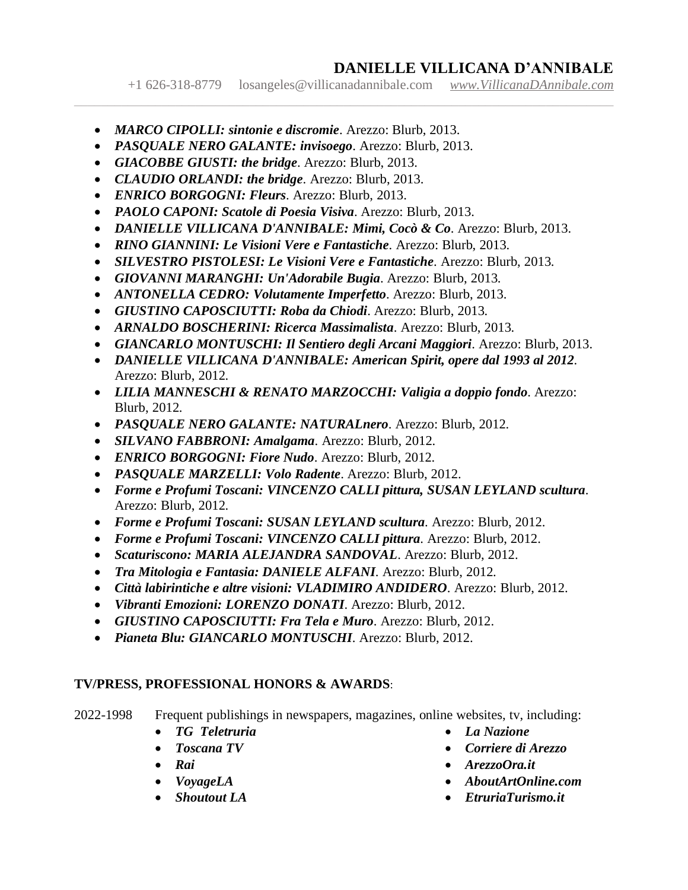- ***MARCO CIPOLLI: sintonie e discromie***. Arezzo: Blurb, 2013.
- ***PASQUALE NERO GALANTE: invisoego***. Arezzo: Blurb, 2013.
- ***GIACOBBE GIUSTI: the bridge***. Arezzo: Blurb, 2013.
- ***CLAUDIO ORLANDI: the bridge***. Arezzo: Blurb, 2013.
- ***ENRICO BORGOGNI: Fleurs***. Arezzo: Blurb, 2013.
- ***PAOLO CAPONI: Scatole di Poesia Visiva***. Arezzo: Blurb, 2013.
- ***DANIELLE VILLICANA D'ANNIBALE: Mimi, Cocò & Co***. Arezzo: Blurb, 2013.
- ***RINO GIANNINI: Le Visioni Vere e Fantastiche***. Arezzo: Blurb, 2013.
- ***SILVESTRO PISTOLESI: Le Visioni Vere e Fantastiche***. Arezzo: Blurb, 2013.
- ***GIOVANNI MARANGHI: Un'Adorabile Bugia***. Arezzo: Blurb, 2013.
- ***ANTONELLA CEDRO: Volutamente Imperfetto***. Arezzo: Blurb, 2013.
- ***GIUSTINO CAPOSCIUTTI: Roba da Chiodi***. Arezzo: Blurb, 2013.
- ***ARNALDO BOSCHERINI: Ricerca Massimalista***. Arezzo: Blurb, 2013.
- ***GIANCARLO MONTUSCHI: Il Sentiero degli Arcani Maggiori***. Arezzo: Blurb, 2013.
- ***DANIELLE VILLICANA D'ANNIBALE: American Spirit, opere dal 1993 al 2012***. Arezzo: Blurb, 2012.
- ***LILIA MANNESCHI & RENATO MARZOCCHI: Valigia a doppio fondo***. Arezzo: Blurb, 2012.
- ***PASQUALE NERO GALANTE: NATURALnero***. Arezzo: Blurb, 2012.
- ***SILVANO FABBRONI: Amalgama***. Arezzo: Blurb, 2012.
- ***ENRICO BORGOGNI: Fiore Nudo***. Arezzo: Blurb, 2012.
- ***PASQUALE MARZELLI: Volo Radente***. Arezzo: Blurb, 2012.
- ***Forme e Profumi Toscani: VINCENZO CALLI pittura, SUSAN LEYLAND scultura***. Arezzo: Blurb, 2012.
- ***Forme e Profumi Toscani: SUSAN LEYLAND scultura***. Arezzo: Blurb, 2012.
- ***Forme e Profumi Toscani: VINCENZO CALLI pittura***. Arezzo: Blurb, 2012.
- ***Scaturiscono: MARIA ALEJANDRA SANDOVAL***. Arezzo: Blurb, 2012.
- ***Tra Mitologia e Fantasia: DANIELE ALFANI***. Arezzo: Blurb, 2012.
- ***Città labirintiche e altre visioni: VLADIMIRO ANDIDERO***. Arezzo: Blurb, 2012.
- ***Vibranti Emozioni: LORENZO DONATI***. Arezzo: Blurb, 2012.
- ***GIUSTINO CAPOSCIUTTI: Fra Tela e Muro***. Arezzo: Blurb, 2012.
- ***Pianeta Blu: GIANCARLO MONTUSCHI***. Arezzo: Blurb, 2012.

**TV/PRESS, PROFESSIONAL HONORS & AWARDS**:

2022-1998 Frequent publishings in newspapers, magazines, online websites, tv, including:

- ***TG Teletruria***
- ***Toscana TV***
- ***Rai***
- ***VoyageLA***
- ***Shoutout LA***
- ***La Nazione***
- ***Corriere di Arezzo***
- ***ArezzoOra.it***
- ***AboutArtOnline.com***
- ***EtruriaTurismo.it***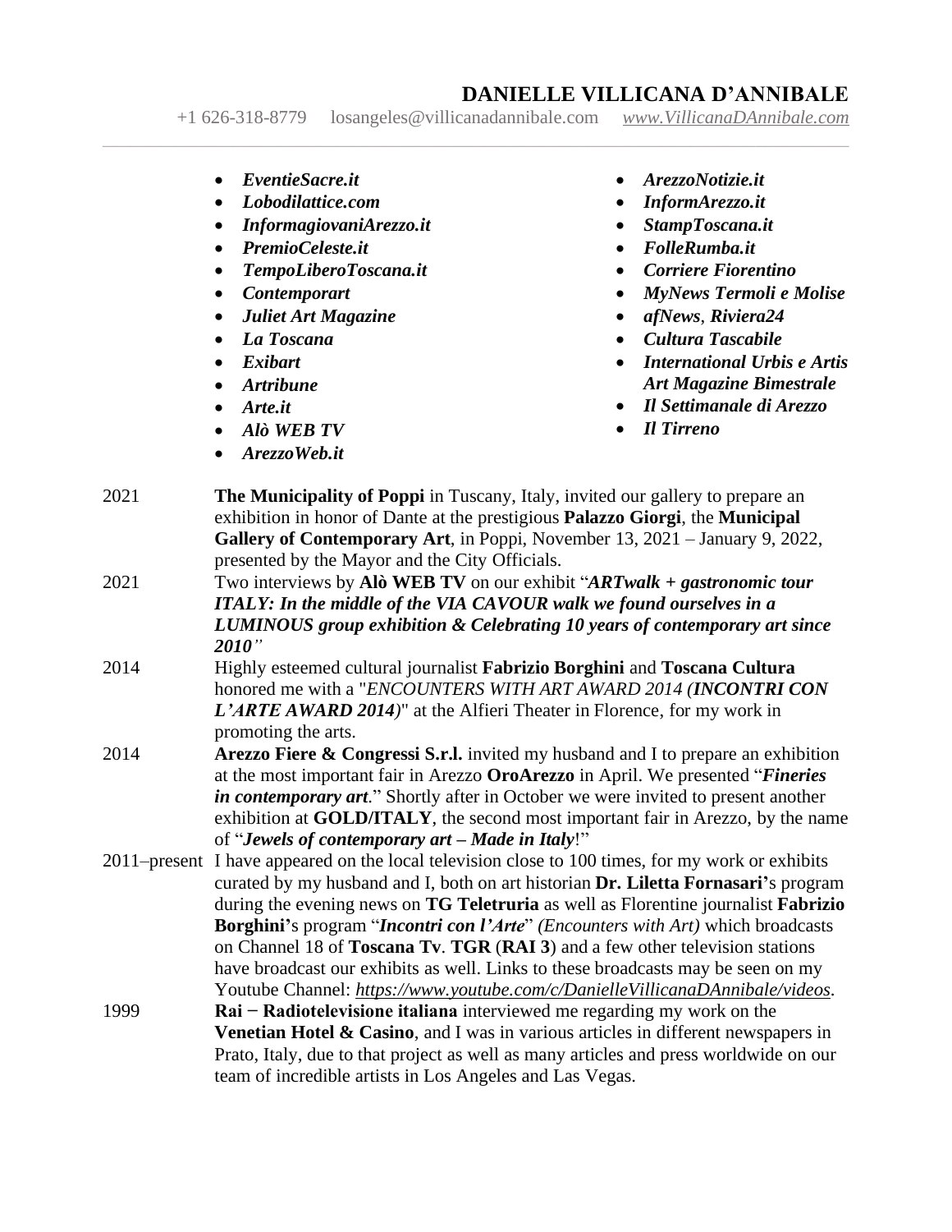- ***EventieSacre.it***
- ***Lobodilattice.com***
- ***InformagiovaniArezzo.it***
- ***PremioCeleste.it***
- ***TempoLiberoToscana.it***
- ***Contemporart***
- ***Juliet Art Magazine***
- ***La Toscana***
- ***Exibart***
- ***Artribune***
- ***Arte.it***
- ***Alò WEB TV***
- ***ArezzoWeb.it***
- ***ArezzoNotizie.it***
- ***InformArezzo.it***
- ***StampToscana.it***
- ***FolleRumba.it***
- ***Corriere Fiorentino***
- ***MyNews Termoli e Molise***
- ***afNews**, **Riviera24***
- ***Cultura Tascabile***
- ***International Urbis e Artis Art Magazine Bimestrale***
- ***Il Settimanale di Arezzo***
- ***Il Tirreno***

2021 **The Municipality of Poppi** in Tuscany, Italy, invited our gallery to prepare an exhibition in honor of Dante at the prestigious **Palazzo Giorgi**, the **Municipal Gallery of Contemporary Art**, in Poppi, November 13, 2021 – January 9, 2022, presented by the Mayor and the City Officials.

2021 Two interviews by **Alò WEB TV** on our exhibit "***ARTwalk + gastronomic tour ITALY: In the middle of the VIA CAVOUR walk we found ourselves in a LUMINOUS group exhibition & Celebrating 10 years of contemporary art since 2010***"

2014 Highly esteemed cultural journalist **Fabrizio Borghini** and **Toscana Cultura** honored me with a "*ENCOUNTERS WITH ART AWARD 2014 (**INCONTRI CON L'ARTE AWARD 2014**)*" at the Alfieri Theater in Florence, for my work in promoting the arts.

2014 **Arezzo Fiere & Congressi S.r.l.** invited my husband and I to prepare an exhibition at the most important fair in Arezzo **OroArezzo** in April. We presented "***Fineries in contemporary art***." Shortly after in October we were invited to present another exhibition at **GOLD/ITALY**, the second most important fair in Arezzo, by the name of "***Jewels of contemporary art – Made in Italy***!"

2011–present I have appeared on the local television close to 100 times, for my work or exhibits curated by my husband and I, both on art historian **Dr. Liletta Fornasari**'s program during the evening news on **TG Teletruria** as well as Florentine journalist **Fabrizio Borghini**'s program "***Incontri con l'Arte***" *(Encounters with Art)* which broadcasts on Channel 18 of **Toscana Tv**. **TGR** (**RAI 3**) and a few other television stations have broadcast our exhibits as well. Links to these broadcasts may be seen on my Youtube Channel: *https://www.youtube.com/c/DanielleVillicanaDAnnibale/videos*.

1999 **Rai − Radiotelevisione italiana** interviewed me regarding my work on the **Venetian Hotel & Casino**, and I was in various articles in different newspapers in Prato, Italy, due to that project as well as many articles and press worldwide on our team of incredible artists in Los Angeles and Las Vegas.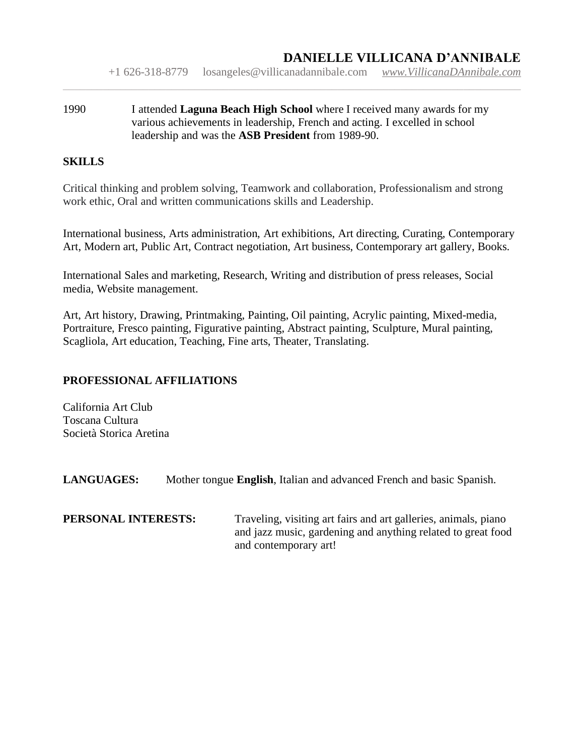# DANIELLE VILLICANA D'ANNIBALE

+1 626-318-8779 losangeles@villicanadannibale.com *www.VillicanaDAnnibale.com*

---

1990 I attended **Laguna Beach High School** where I received many awards for my various achievements in leadership, French and acting. I excelled in school leadership and was the **ASB President** from 1989-90.

## SKILLS

Critical thinking and problem solving, Teamwork and collaboration, Professionalism and strong work ethic, Oral and written communications skills and Leadership.

International business, Arts administration, Art exhibitions, Art directing, Curating, Contemporary Art, Modern art, Public Art, Contract negotiation, Art business, Contemporary art gallery, Books.

International Sales and marketing, Research, Writing and distribution of press releases, Social media, Website management.

Art, Art history, Drawing, Printmaking, Painting, Oil painting, Acrylic painting, Mixed-media, Portraiture, Fresco painting, Figurative painting, Abstract painting, Sculpture, Mural painting, Scagliola, Art education, Teaching, Fine arts, Theater, Translating.

## PROFESSIONAL AFFILIATIONS

California Art Club
Toscana Cultura
Società Storica Aretina

**LANGUAGES:** Mother tongue **English**, Italian and advanced French and basic Spanish.

**PERSONAL INTERESTS:** Traveling, visiting art fairs and art galleries, animals, piano and jazz music, gardening and anything related to great food and contemporary art!